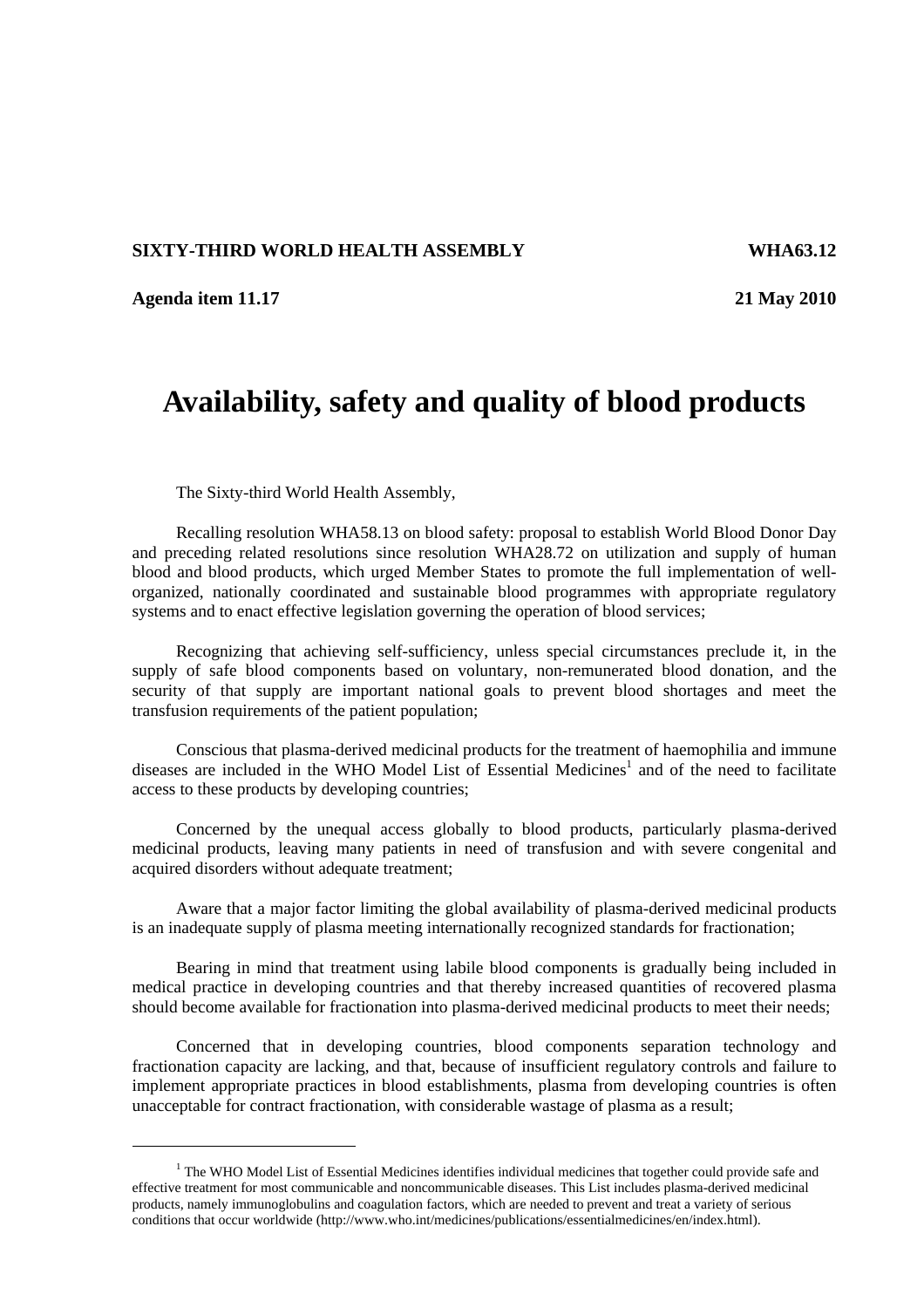**SIXTY-THIRD WORLD HEALTH ASSEMBLY** **WHA63.12**

**Agenda item 11.17** **21 May 2010**

# Availability, safety and quality of blood products

The Sixty-third World Health Assembly,

Recalling resolution WHA58.13 on blood safety: proposal to establish World Blood Donor Day and preceding related resolutions since resolution WHA28.72 on utilization and supply of human blood and blood products, which urged Member States to promote the full implementation of well-organized, nationally coordinated and sustainable blood programmes with appropriate regulatory systems and to enact effective legislation governing the operation of blood services;

Recognizing that achieving self-sufficiency, unless special circumstances preclude it, in the supply of safe blood components based on voluntary, non-remunerated blood donation, and the security of that supply are important national goals to prevent blood shortages and meet the transfusion requirements of the patient population;

Conscious that plasma-derived medicinal products for the treatment of haemophilia and immune diseases are included in the WHO Model List of Essential Medicines[1] and of the need to facilitate access to these products by developing countries;

Concerned by the unequal access globally to blood products, particularly plasma-derived medicinal products, leaving many patients in need of transfusion and with severe congenital and acquired disorders without adequate treatment;

Aware that a major factor limiting the global availability of plasma-derived medicinal products is an inadequate supply of plasma meeting internationally recognized standards for fractionation;

Bearing in mind that treatment using labile blood components is gradually being included in medical practice in developing countries and that thereby increased quantities of recovered plasma should become available for fractionation into plasma-derived medicinal products to meet their needs;

Concerned that in developing countries, blood components separation technology and fractionation capacity are lacking, and that, because of insufficient regulatory controls and failure to implement appropriate practices in blood establishments, plasma from developing countries is often unacceptable for contract fractionation, with considerable wastage of plasma as a result;

---

[1] The WHO Model List of Essential Medicines identifies individual medicines that together could provide safe and effective treatment for most communicable and noncommunicable diseases. This List includes plasma-derived medicinal products, namely immunoglobulins and coagulation factors, which are needed to prevent and treat a variety of serious conditions that occur worldwide (http://www.who.int/medicines/publications/essentialmedicines/en/index.html).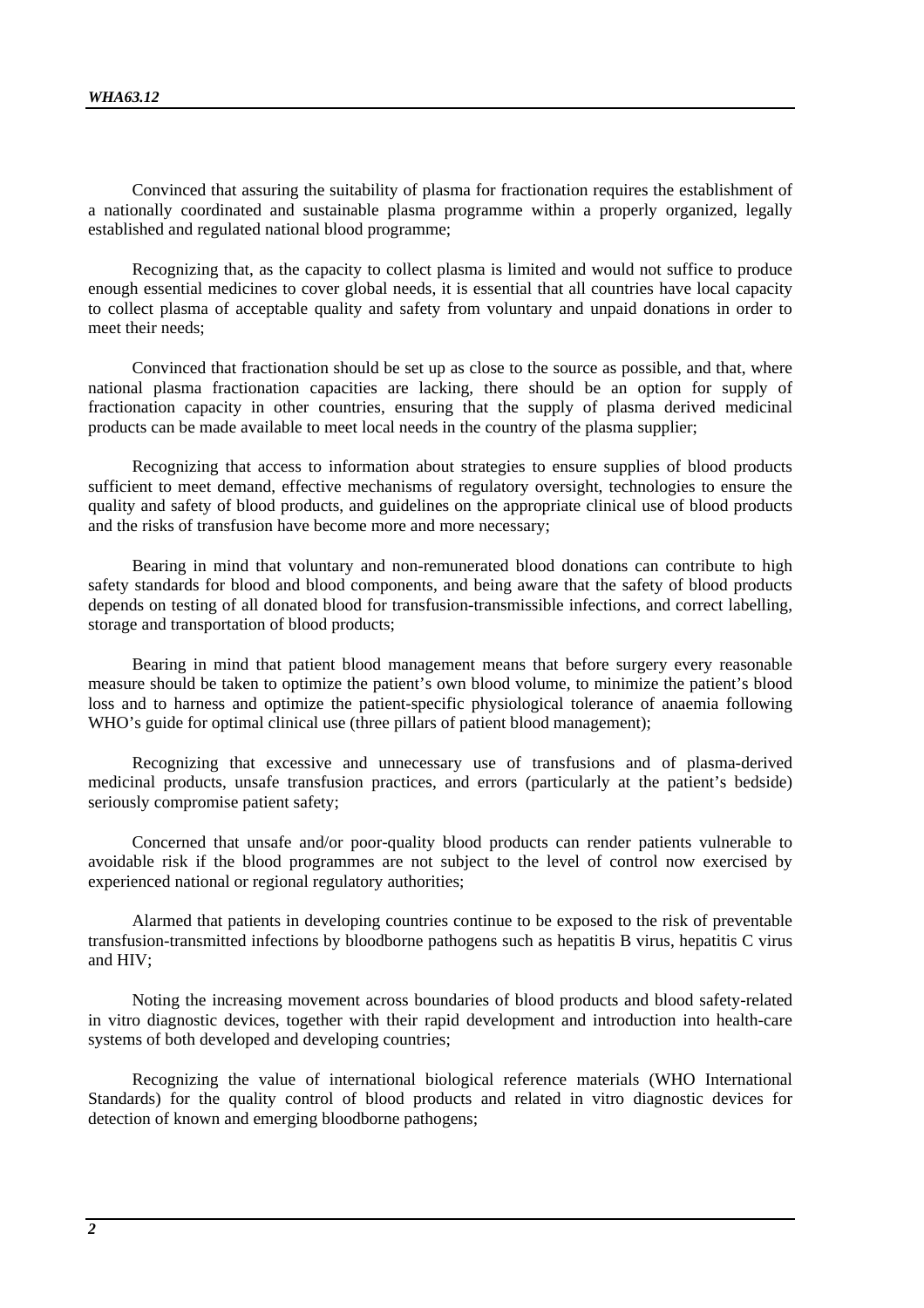Convinced that assuring the suitability of plasma for fractionation requires the establishment of a nationally coordinated and sustainable plasma programme within a properly organized, legally established and regulated national blood programme;

Recognizing that, as the capacity to collect plasma is limited and would not suffice to produce enough essential medicines to cover global needs, it is essential that all countries have local capacity to collect plasma of acceptable quality and safety from voluntary and unpaid donations in order to meet their needs;

Convinced that fractionation should be set up as close to the source as possible, and that, where national plasma fractionation capacities are lacking, there should be an option for supply of fractionation capacity in other countries, ensuring that the supply of plasma derived medicinal products can be made available to meet local needs in the country of the plasma supplier;

Recognizing that access to information about strategies to ensure supplies of blood products sufficient to meet demand, effective mechanisms of regulatory oversight, technologies to ensure the quality and safety of blood products, and guidelines on the appropriate clinical use of blood products and the risks of transfusion have become more and more necessary;

Bearing in mind that voluntary and non-remunerated blood donations can contribute to high safety standards for blood and blood components, and being aware that the safety of blood products depends on testing of all donated blood for transfusion-transmissible infections, and correct labelling, storage and transportation of blood products;

Bearing in mind that patient blood management means that before surgery every reasonable measure should be taken to optimize the patient's own blood volume, to minimize the patient's blood loss and to harness and optimize the patient-specific physiological tolerance of anaemia following WHO's guide for optimal clinical use (three pillars of patient blood management);

Recognizing that excessive and unnecessary use of transfusions and of plasma-derived medicinal products, unsafe transfusion practices, and errors (particularly at the patient's bedside) seriously compromise patient safety;

Concerned that unsafe and/or poor-quality blood products can render patients vulnerable to avoidable risk if the blood programmes are not subject to the level of control now exercised by experienced national or regional regulatory authorities;

Alarmed that patients in developing countries continue to be exposed to the risk of preventable transfusion-transmitted infections by bloodborne pathogens such as hepatitis B virus, hepatitis C virus and HIV;

Noting the increasing movement across boundaries of blood products and blood safety-related in vitro diagnostic devices, together with their rapid development and introduction into health-care systems of both developed and developing countries;

Recognizing the value of international biological reference materials (WHO International Standards) for the quality control of blood products and related in vitro diagnostic devices for detection of known and emerging bloodborne pathogens;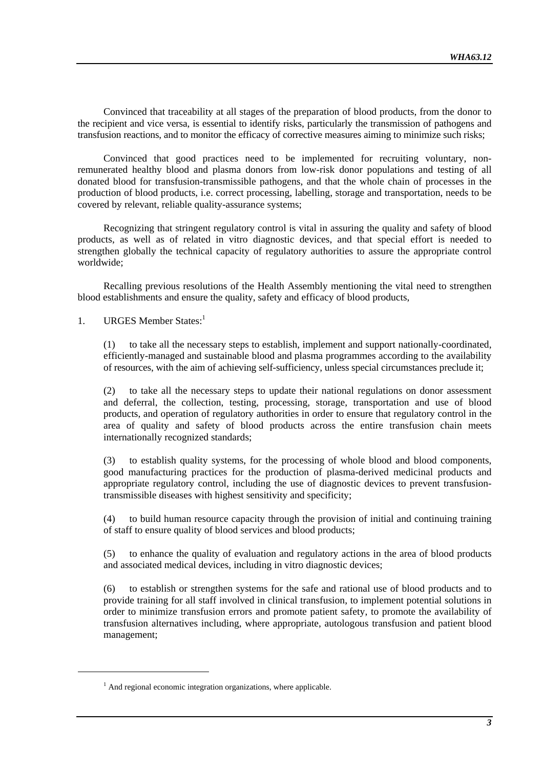Convinced that traceability at all stages of the preparation of blood products, from the donor to the recipient and vice versa, is essential to identify risks, particularly the transmission of pathogens and transfusion reactions, and to monitor the efficacy of corrective measures aiming to minimize such risks;

Convinced that good practices need to be implemented for recruiting voluntary, non-remunerated healthy blood and plasma donors from low-risk donor populations and testing of all donated blood for transfusion-transmissible pathogens, and that the whole chain of processes in the production of blood products, i.e. correct processing, labelling, storage and transportation, needs to be covered by relevant, reliable quality-assurance systems;

Recognizing that stringent regulatory control is vital in assuring the quality and safety of blood products, as well as of related in vitro diagnostic devices, and that special effort is needed to strengthen globally the technical capacity of regulatory authorities to assure the appropriate control worldwide;

Recalling previous resolutions of the Health Assembly mentioning the vital need to strengthen blood establishments and ensure the quality, safety and efficacy of blood products,

1. URGES Member States:[1]

(1) to take all the necessary steps to establish, implement and support nationally-coordinated, efficiently-managed and sustainable blood and plasma programmes according to the availability of resources, with the aim of achieving self-sufficiency, unless special circumstances preclude it;

(2) to take all the necessary steps to update their national regulations on donor assessment and deferral, the collection, testing, processing, storage, transportation and use of blood products, and operation of regulatory authorities in order to ensure that regulatory control in the area of quality and safety of blood products across the entire transfusion chain meets internationally recognized standards;

(3) to establish quality systems, for the processing of whole blood and blood components, good manufacturing practices for the production of plasma-derived medicinal products and appropriate regulatory control, including the use of diagnostic devices to prevent transfusion-transmissible diseases with highest sensitivity and specificity;

(4) to build human resource capacity through the provision of initial and continuing training of staff to ensure quality of blood services and blood products;

(5) to enhance the quality of evaluation and regulatory actions in the area of blood products and associated medical devices, including in vitro diagnostic devices;

(6) to establish or strengthen systems for the safe and rational use of blood products and to provide training for all staff involved in clinical transfusion, to implement potential solutions in order to minimize transfusion errors and promote patient safety, to promote the availability of transfusion alternatives including, where appropriate, autologous transfusion and patient blood management;

---

[1] And regional economic integration organizations, where applicable.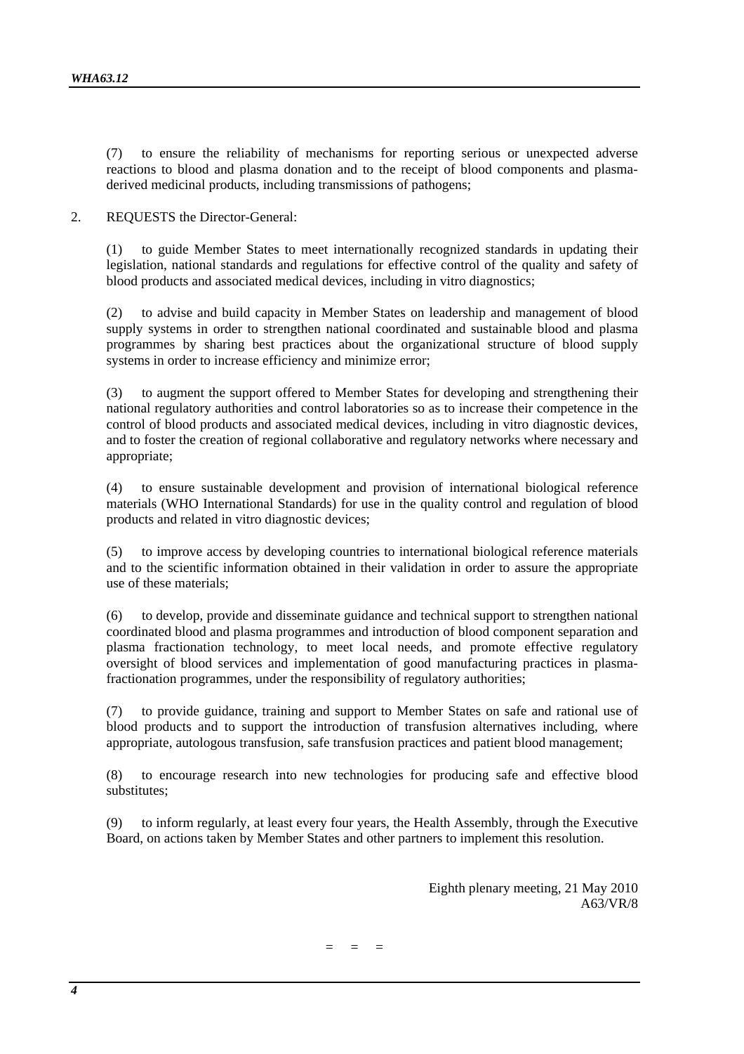(7) to ensure the reliability of mechanisms for reporting serious or unexpected adverse reactions to blood and plasma donation and to the receipt of blood components and plasma-derived medicinal products, including transmissions of pathogens;

2. REQUESTS the Director-General:

(1) to guide Member States to meet internationally recognized standards in updating their legislation, national standards and regulations for effective control of the quality and safety of blood products and associated medical devices, including in vitro diagnostics;

(2) to advise and build capacity in Member States on leadership and management of blood supply systems in order to strengthen national coordinated and sustainable blood and plasma programmes by sharing best practices about the organizational structure of blood supply systems in order to increase efficiency and minimize error;

(3) to augment the support offered to Member States for developing and strengthening their national regulatory authorities and control laboratories so as to increase their competence in the control of blood products and associated medical devices, including in vitro diagnostic devices, and to foster the creation of regional collaborative and regulatory networks where necessary and appropriate;

(4) to ensure sustainable development and provision of international biological reference materials (WHO International Standards) for use in the quality control and regulation of blood products and related in vitro diagnostic devices;

(5) to improve access by developing countries to international biological reference materials and to the scientific information obtained in their validation in order to assure the appropriate use of these materials;

(6) to develop, provide and disseminate guidance and technical support to strengthen national coordinated blood and plasma programmes and introduction of blood component separation and plasma fractionation technology, to meet local needs, and promote effective regulatory oversight of blood services and implementation of good manufacturing practices in plasma-fractionation programmes, under the responsibility of regulatory authorities;

(7) to provide guidance, training and support to Member States on safe and rational use of blood products and to support the introduction of transfusion alternatives including, where appropriate, autologous transfusion, safe transfusion practices and patient blood management;

(8) to encourage research into new technologies for producing safe and effective blood substitutes;

(9) to inform regularly, at least every four years, the Health Assembly, through the Executive Board, on actions taken by Member States and other partners to implement this resolution.

Eighth plenary meeting, 21 May 2010
A63/VR/8

= = =